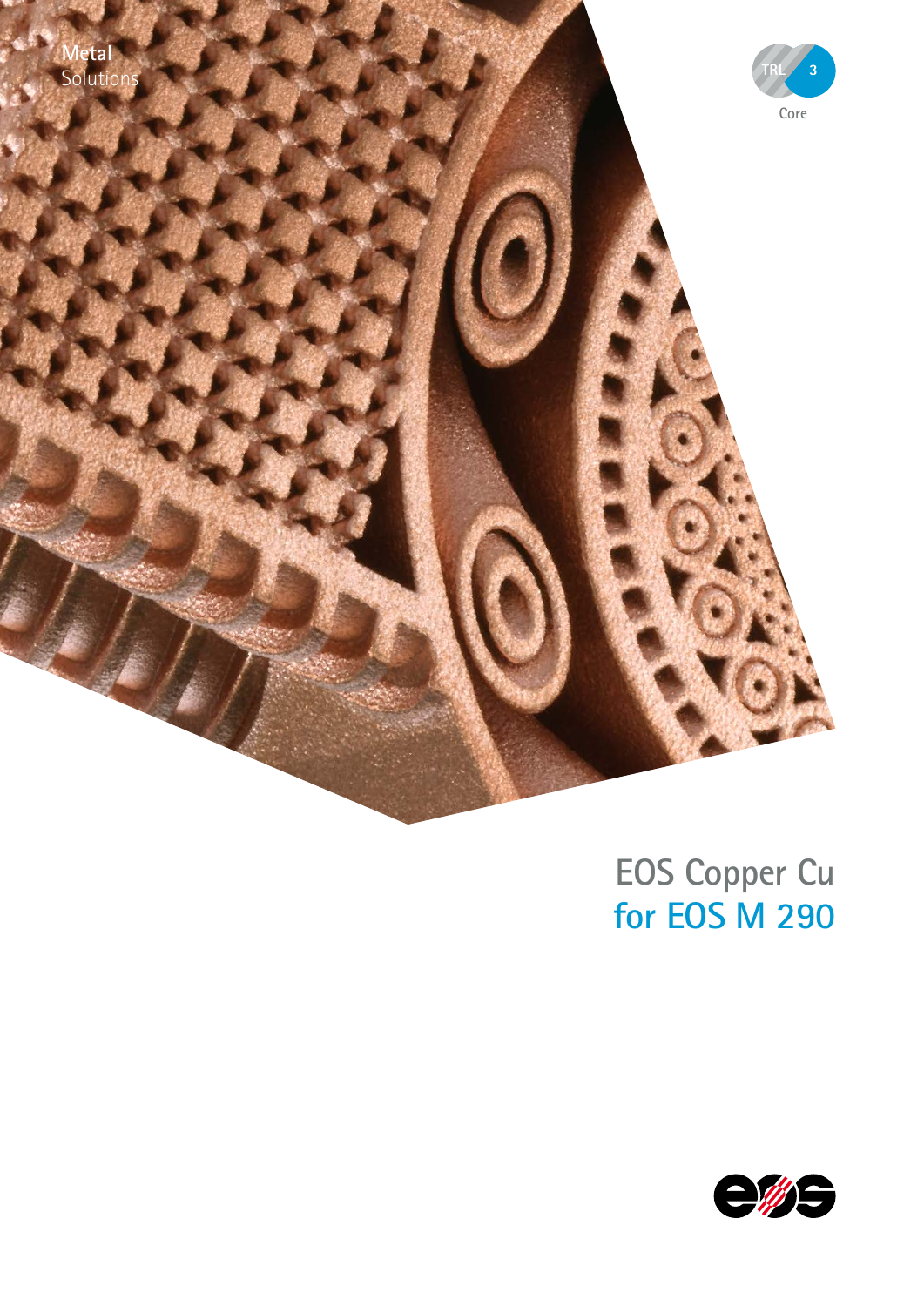Metal Solutions

TRL 3

Core

# EOS Copper Cu
## for EOS M 290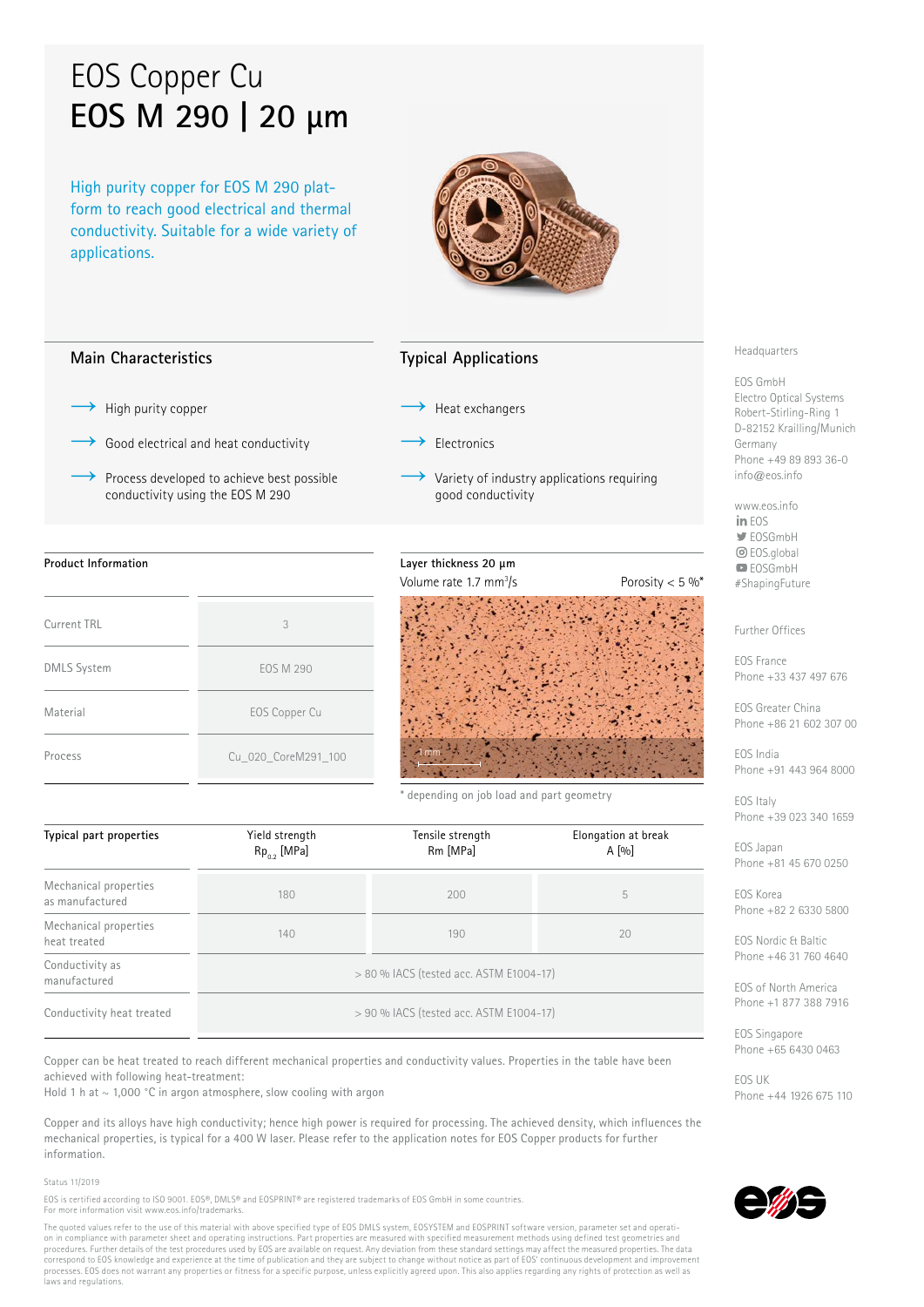# EOS Copper Cu

# EOS M 290 | 20 µm

High purity copper for EOS M 290 platform to reach good electrical and thermal conductivity. Suitable for a wide variety of applications.

## Main Characteristics

- High purity copper
- Good electrical and heat conductivity
- Process developed to achieve best possible conductivity using the EOS M 290

## Typical Applications

- Heat exchangers
- Electronics
- Variety of industry applications requiring good conductivity

| Product Information | |
|---|---|
| Current TRL | 3 |
| DMLS System | EOS M 290 |
| Material | EOS Copper Cu |
| Process | Cu_020_CoreM291_100 |

Layer thickness 20 µm

Volume rate 1.7 mm³/s

Porosity < 5 %*

1 mm

\* depending on job load and part geometry

| Typical part properties | Yield strength $Rp_{0.2}$ [MPa] | Tensile strength Rm [MPa] | Elongation at break A [%] |
|---|---|---|---|
| Mechanical properties as manufactured | 180 | 200 | 5 |
| Mechanical properties heat treated | 140 | 190 | 20 |
| Conductivity as manufactured | > 80 % IACS (tested acc. ASTM E1004-17) | | |
| Conductivity heat treated | > 90 % IACS (tested acc. ASTM E1004-17) | | |

Copper can be heat treated to reach different mechanical properties and conductivity values. Properties in the table have been achieved with following heat-treatment:
Hold 1 h at ~ 1,000 °C in argon atmosphere, slow cooling with argon

Copper and its alloys have high conductivity; hence high power is required for processing. The achieved density, which influences the mechanical properties, is typical for a 400 W laser. Please refer to the application notes for EOS Copper products for further information.

Status 11/2019

EOS is certified according to ISO 9001. EOS®, DMLS® and EOSPRINT® are registered trademarks of EOS GmbH in some countries.
For more information visit www.eos.info/trademarks.

The quoted values refer to the use of this material with above specified type of EOS DMLS system, EOSYSTEM and EOSPRINT software version, parameter set and operation in compliance with parameter sheet and operating instructions. Part properties are measured with specified measurement methods using defined test geometries and procedures. Further details of the test procedures used by EOS are available on request. Any deviation from these standard settings may affect the measured properties. The data correspond to EOS knowledge and experience at the time of publication and they are subject to change without notice as part of EOS' continuous development and improvement processes. EOS does not warrant any properties or fitness for a specific purpose, unless explicitly agreed upon. This also applies regarding any rights of protection as well as laws and regulations.

Headquarters

EOS GmbH
Electro Optical Systems
Robert-Stirling-Ring 1
D-82152 Krailling/Munich
Germany
Phone +49 89 893 36-0
info@eos.info

www.eos.info
EOS
EOSGmbH
EOS.global
EOSGmbH
#ShapingFuture

Further Offices

EOS France
Phone +33 437 497 676

EOS Greater China
Phone +86 21 602 307 00

EOS India
Phone +91 443 964 8000

EOS Italy
Phone +39 023 340 1659

EOS Japan
Phone +81 45 670 0250

EOS Korea
Phone +82 2 6330 5800

EOS Nordic & Baltic
Phone +46 31 760 4640

EOS of North America
Phone +1 877 388 7916

EOS Singapore
Phone +65 6430 0463

EOS UK
Phone +44 1926 675 110